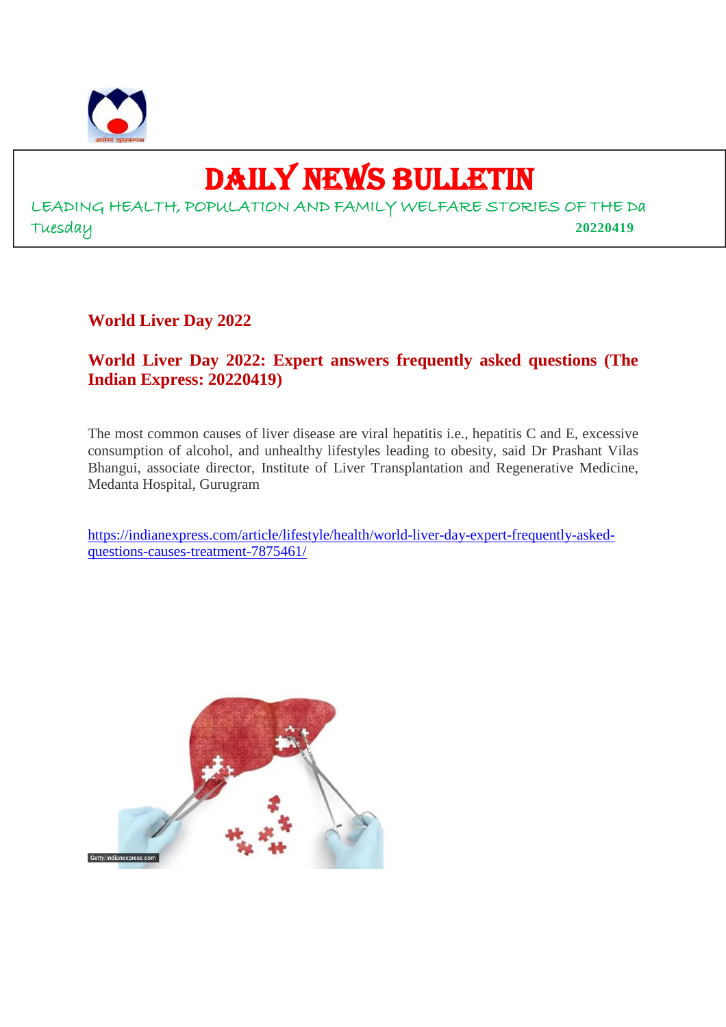# DAILY NEWS BULLETIN

LEADING HEALTH, POPULATION AND FAMILY WELFARE STORIES OF THE Da

Tuesday 20220419

## World Liver Day 2022

### World Liver Day 2022: Expert answers frequently asked questions (The Indian Express: 20220419)

The most common causes of liver disease are viral hepatitis i.e., hepatitis C and E, excessive consumption of alcohol, and unhealthy lifestyles leading to obesity, said Dr Prashant Vilas Bhangui, associate director, Institute of Liver Transplantation and Regenerative Medicine, Medanta Hospital, Gurugram

https://indianexpress.com/article/lifestyle/health/world-liver-day-expert-frequently-asked-questions-causes-treatment-7875461/

Getty/indianexpress.com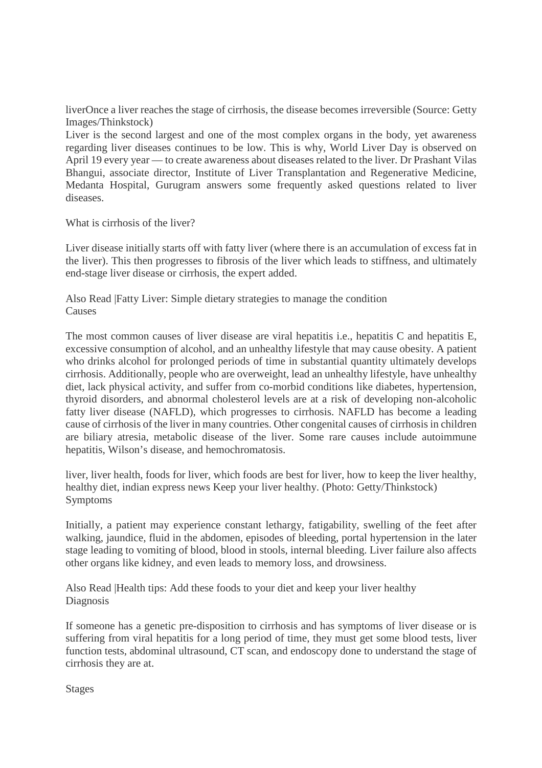liverOnce a liver reaches the stage of cirrhosis, the disease becomes irreversible (Source: Getty Images/Thinkstock)

Liver is the second largest and one of the most complex organs in the body, yet awareness regarding liver diseases continues to be low. This is why, World Liver Day is observed on April 19 every year — to create awareness about diseases related to the liver. Dr Prashant Vilas Bhangui, associate director, Institute of Liver Transplantation and Regenerative Medicine, Medanta Hospital, Gurugram answers some frequently asked questions related to liver diseases.

What is cirrhosis of the liver?

Liver disease initially starts off with fatty liver (where there is an accumulation of excess fat in the liver). This then progresses to fibrosis of the liver which leads to stiffness, and ultimately end-stage liver disease or cirrhosis, the expert added.

Also Read |Fatty Liver: Simple dietary strategies to manage the condition

Causes

The most common causes of liver disease are viral hepatitis i.e., hepatitis C and hepatitis E, excessive consumption of alcohol, and an unhealthy lifestyle that may cause obesity. A patient who drinks alcohol for prolonged periods of time in substantial quantity ultimately develops cirrhosis. Additionally, people who are overweight, lead an unhealthy lifestyle, have unhealthy diet, lack physical activity, and suffer from co-morbid conditions like diabetes, hypertension, thyroid disorders, and abnormal cholesterol levels are at a risk of developing non-alcoholic fatty liver disease (NAFLD), which progresses to cirrhosis. NAFLD has become a leading cause of cirrhosis of the liver in many countries. Other congenital causes of cirrhosis in children are biliary atresia, metabolic disease of the liver. Some rare causes include autoimmune hepatitis, Wilson's disease, and hemochromatosis.

liver, liver health, foods for liver, which foods are best for liver, how to keep the liver healthy, healthy diet, indian express news Keep your liver healthy. (Photo: Getty/Thinkstock)

Symptoms

Initially, a patient may experience constant lethargy, fatigability, swelling of the feet after walking, jaundice, fluid in the abdomen, episodes of bleeding, portal hypertension in the later stage leading to vomiting of blood, blood in stools, internal bleeding. Liver failure also affects other organs like kidney, and even leads to memory loss, and drowsiness.

Also Read |Health tips: Add these foods to your diet and keep your liver healthy

Diagnosis

If someone has a genetic pre-disposition to cirrhosis and has symptoms of liver disease or is suffering from viral hepatitis for a long period of time, they must get some blood tests, liver function tests, abdominal ultrasound, CT scan, and endoscopy done to understand the stage of cirrhosis they are at.

Stages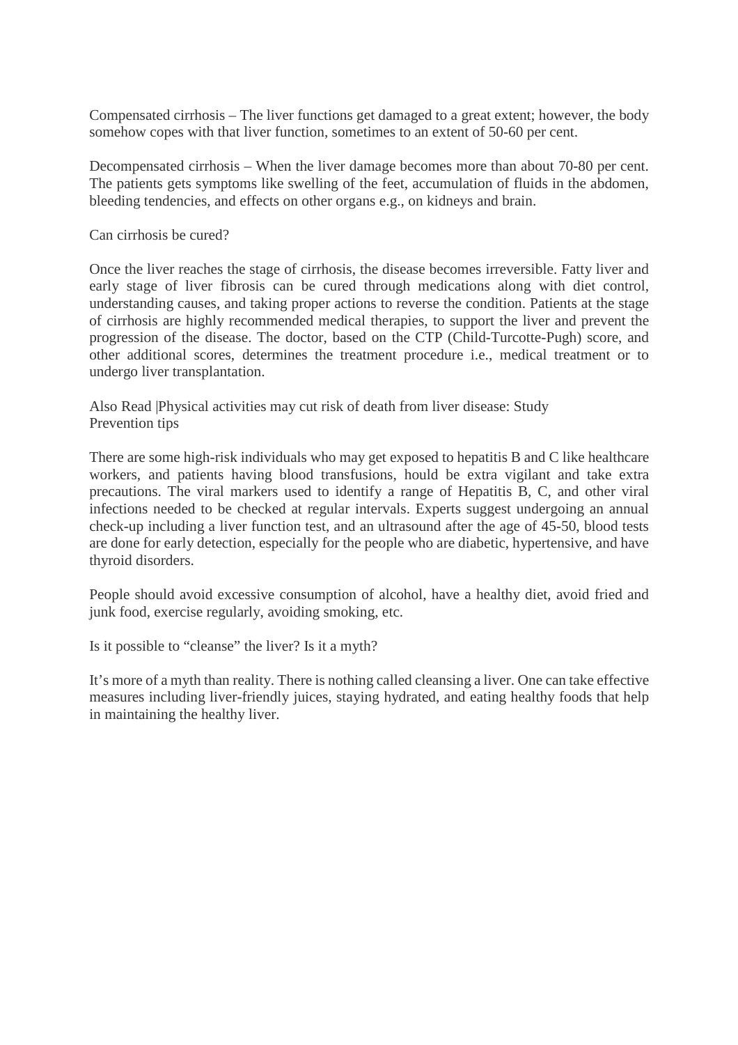Compensated cirrhosis – The liver functions get damaged to a great extent; however, the body somehow copes with that liver function, sometimes to an extent of 50-60 per cent.

Decompensated cirrhosis – When the liver damage becomes more than about 70-80 per cent. The patients gets symptoms like swelling of the feet, accumulation of fluids in the abdomen, bleeding tendencies, and effects on other organs e.g., on kidneys and brain.

Can cirrhosis be cured?

Once the liver reaches the stage of cirrhosis, the disease becomes irreversible. Fatty liver and early stage of liver fibrosis can be cured through medications along with diet control, understanding causes, and taking proper actions to reverse the condition. Patients at the stage of cirrhosis are highly recommended medical therapies, to support the liver and prevent the progression of the disease. The doctor, based on the CTP (Child-Turcotte-Pugh) score, and other additional scores, determines the treatment procedure i.e., medical treatment or to undergo liver transplantation.

Also Read |Physical activities may cut risk of death from liver disease: Study
Prevention tips

There are some high-risk individuals who may get exposed to hepatitis B and C like healthcare workers, and patients having blood transfusions, hould be extra vigilant and take extra precautions. The viral markers used to identify a range of Hepatitis B, C, and other viral infections needed to be checked at regular intervals. Experts suggest undergoing an annual check-up including a liver function test, and an ultrasound after the age of 45-50, blood tests are done for early detection, especially for the people who are diabetic, hypertensive, and have thyroid disorders.

People should avoid excessive consumption of alcohol, have a healthy diet, avoid fried and junk food, exercise regularly, avoiding smoking, etc.

Is it possible to "cleanse" the liver? Is it a myth?

It's more of a myth than reality. There is nothing called cleansing a liver. One can take effective measures including liver-friendly juices, staying hydrated, and eating healthy foods that help in maintaining the healthy liver.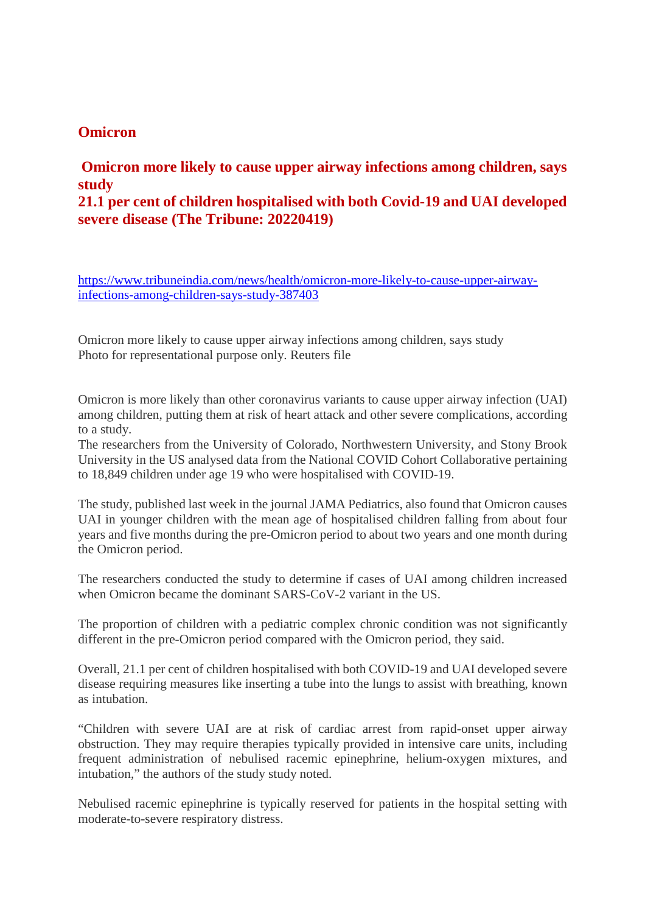## Omicron

### Omicron more likely to cause upper airway infections among children, says study
### 21.1 per cent of children hospitalised with both Covid-19 and UAI developed severe disease (The Tribune: 20220419)

https://www.tribuneindia.com/news/health/omicron-more-likely-to-cause-upper-airway-infections-among-children-says-study-387403

Omicron more likely to cause upper airway infections among children, says study
Photo for representational purpose only. Reuters file

Omicron is more likely than other coronavirus variants to cause upper airway infection (UAI) among children, putting them at risk of heart attack and other severe complications, according to a study.
The researchers from the University of Colorado, Northwestern University, and Stony Brook University in the US analysed data from the National COVID Cohort Collaborative pertaining to 18,849 children under age 19 who were hospitalised with COVID-19.

The study, published last week in the journal JAMA Pediatrics, also found that Omicron causes UAI in younger children with the mean age of hospitalised children falling from about four years and five months during the pre-Omicron period to about two years and one month during the Omicron period.

The researchers conducted the study to determine if cases of UAI among children increased when Omicron became the dominant SARS-CoV-2 variant in the US.

The proportion of children with a pediatric complex chronic condition was not significantly different in the pre-Omicron period compared with the Omicron period, they said.

Overall, 21.1 per cent of children hospitalised with both COVID-19 and UAI developed severe disease requiring measures like inserting a tube into the lungs to assist with breathing, known as intubation.

"Children with severe UAI are at risk of cardiac arrest from rapid-onset upper airway obstruction. They may require therapies typically provided in intensive care units, including frequent administration of nebulised racemic epinephrine, helium-oxygen mixtures, and intubation," the authors of the study study noted.

Nebulised racemic epinephrine is typically reserved for patients in the hospital setting with moderate-to-severe respiratory distress.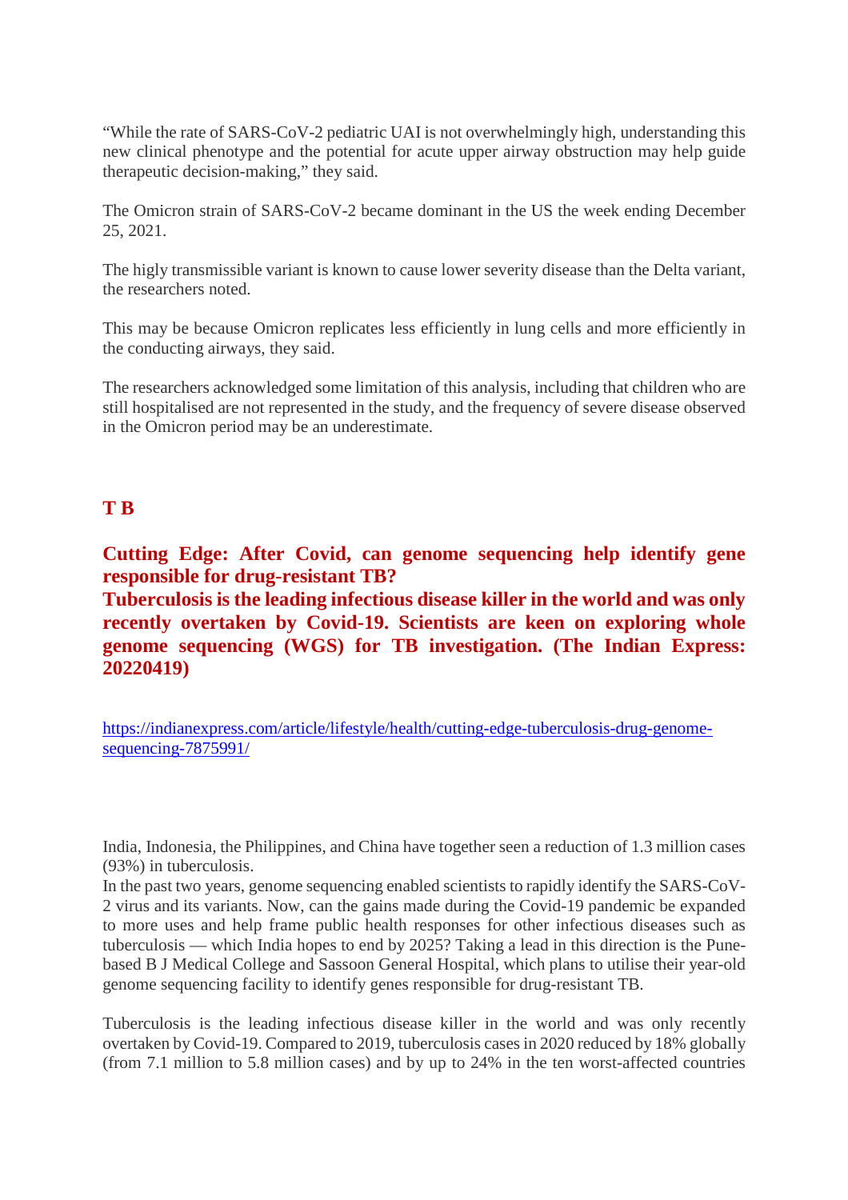“While the rate of SARS-CoV-2 pediatric UAI is not overwhelmingly high, understanding this new clinical phenotype and the potential for acute upper airway obstruction may help guide therapeutic decision-making,” they said.

The Omicron strain of SARS-CoV-2 became dominant in the US the week ending December 25, 2021.

The higly transmissible variant is known to cause lower severity disease than the Delta variant, the researchers noted.

This may be because Omicron replicates less efficiently in lung cells and more efficiently in the conducting airways, they said.

The researchers acknowledged some limitation of this analysis, including that children who are still hospitalised are not represented in the study, and the frequency of severe disease observed in the Omicron period may be an underestimate.

## T B

**Cutting Edge: After Covid, can genome sequencing help identify gene responsible for drug-resistant TB?**
**Tuberculosis is the leading infectious disease killer in the world and was only recently overtaken by Covid-19. Scientists are keen on exploring whole genome sequencing (WGS) for TB investigation. (The Indian Express: 20220419)**

https://indianexpress.com/article/lifestyle/health/cutting-edge-tuberculosis-drug-genome-sequencing-7875991/

India, Indonesia, the Philippines, and China have together seen a reduction of 1.3 million cases (93%) in tuberculosis.
In the past two years, genome sequencing enabled scientists to rapidly identify the SARS-CoV-2 virus and its variants. Now, can the gains made during the Covid-19 pandemic be expanded to more uses and help frame public health responses for other infectious diseases such as tuberculosis — which India hopes to end by 2025? Taking a lead in this direction is the Pune-based B J Medical College and Sassoon General Hospital, which plans to utilise their year-old genome sequencing facility to identify genes responsible for drug-resistant TB.

Tuberculosis is the leading infectious disease killer in the world and was only recently overtaken by Covid-19. Compared to 2019, tuberculosis cases in 2020 reduced by 18% globally (from 7.1 million to 5.8 million cases) and by up to 24% in the ten worst-affected countries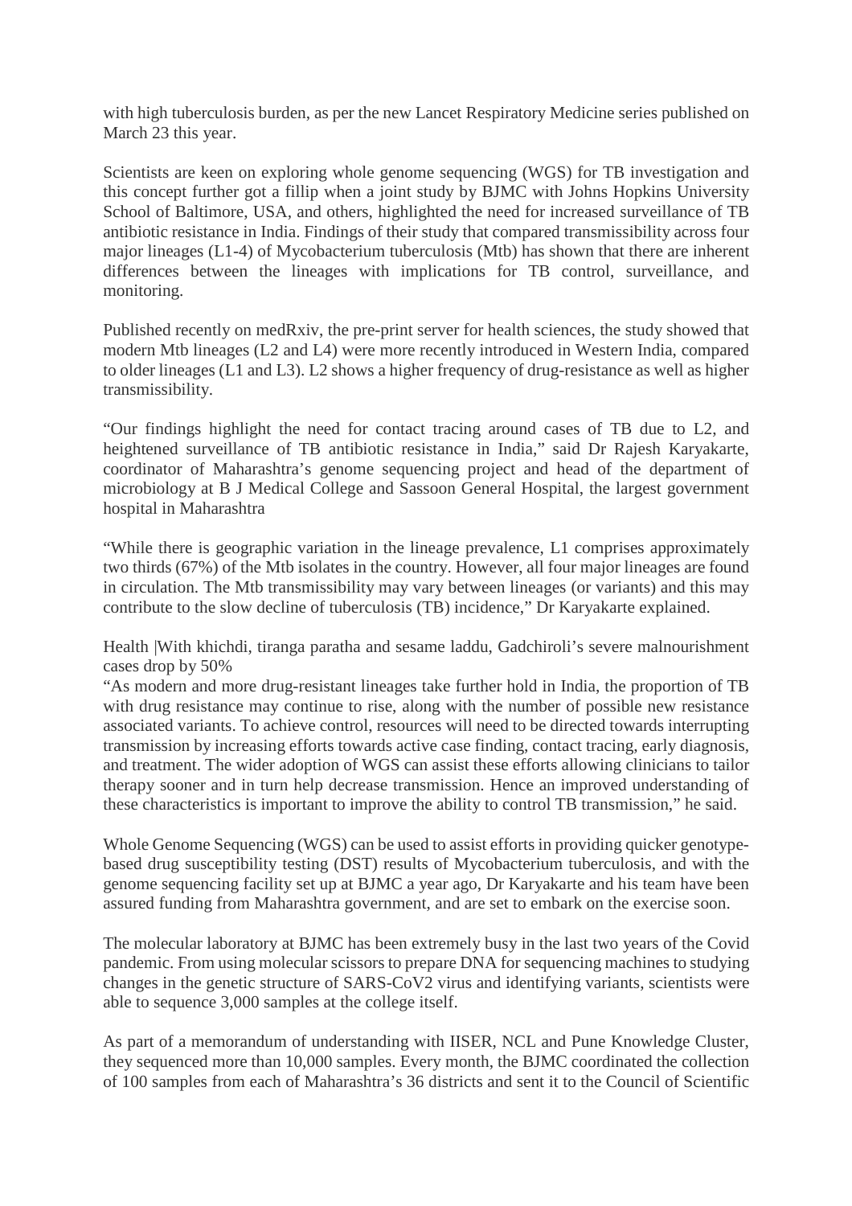with high tuberculosis burden, as per the new Lancet Respiratory Medicine series published on March 23 this year.

Scientists are keen on exploring whole genome sequencing (WGS) for TB investigation and this concept further got a fillip when a joint study by BJMC with Johns Hopkins University School of Baltimore, USA, and others, highlighted the need for increased surveillance of TB antibiotic resistance in India. Findings of their study that compared transmissibility across four major lineages (L1-4) of Mycobacterium tuberculosis (Mtb) has shown that there are inherent differences between the lineages with implications for TB control, surveillance, and monitoring.

Published recently on medRxiv, the pre-print server for health sciences, the study showed that modern Mtb lineages (L2 and L4) were more recently introduced in Western India, compared to older lineages (L1 and L3). L2 shows a higher frequency of drug-resistance as well as higher transmissibility.

"Our findings highlight the need for contact tracing around cases of TB due to L2, and heightened surveillance of TB antibiotic resistance in India," said Dr Rajesh Karyakarte, coordinator of Maharashtra's genome sequencing project and head of the department of microbiology at B J Medical College and Sassoon General Hospital, the largest government hospital in Maharashtra

"While there is geographic variation in the lineage prevalence, L1 comprises approximately two thirds (67%) of the Mtb isolates in the country. However, all four major lineages are found in circulation. The Mtb transmissibility may vary between lineages (or variants) and this may contribute to the slow decline of tuberculosis (TB) incidence," Dr Karyakarte explained.

Health |With khichdi, tiranga paratha and sesame laddu, Gadchiroli's severe malnourishment cases drop by 50%

"As modern and more drug-resistant lineages take further hold in India, the proportion of TB with drug resistance may continue to rise, along with the number of possible new resistance associated variants. To achieve control, resources will need to be directed towards interrupting transmission by increasing efforts towards active case finding, contact tracing, early diagnosis, and treatment. The wider adoption of WGS can assist these efforts allowing clinicians to tailor therapy sooner and in turn help decrease transmission. Hence an improved understanding of these characteristics is important to improve the ability to control TB transmission," he said.

Whole Genome Sequencing (WGS) can be used to assist efforts in providing quicker genotype-based drug susceptibility testing (DST) results of Mycobacterium tuberculosis, and with the genome sequencing facility set up at BJMC a year ago, Dr Karyakarte and his team have been assured funding from Maharashtra government, and are set to embark on the exercise soon.

The molecular laboratory at BJMC has been extremely busy in the last two years of the Covid pandemic. From using molecular scissors to prepare DNA for sequencing machines to studying changes in the genetic structure of SARS-CoV2 virus and identifying variants, scientists were able to sequence 3,000 samples at the college itself.

As part of a memorandum of understanding with IISER, NCL and Pune Knowledge Cluster, they sequenced more than 10,000 samples. Every month, the BJMC coordinated the collection of 100 samples from each of Maharashtra's 36 districts and sent it to the Council of Scientific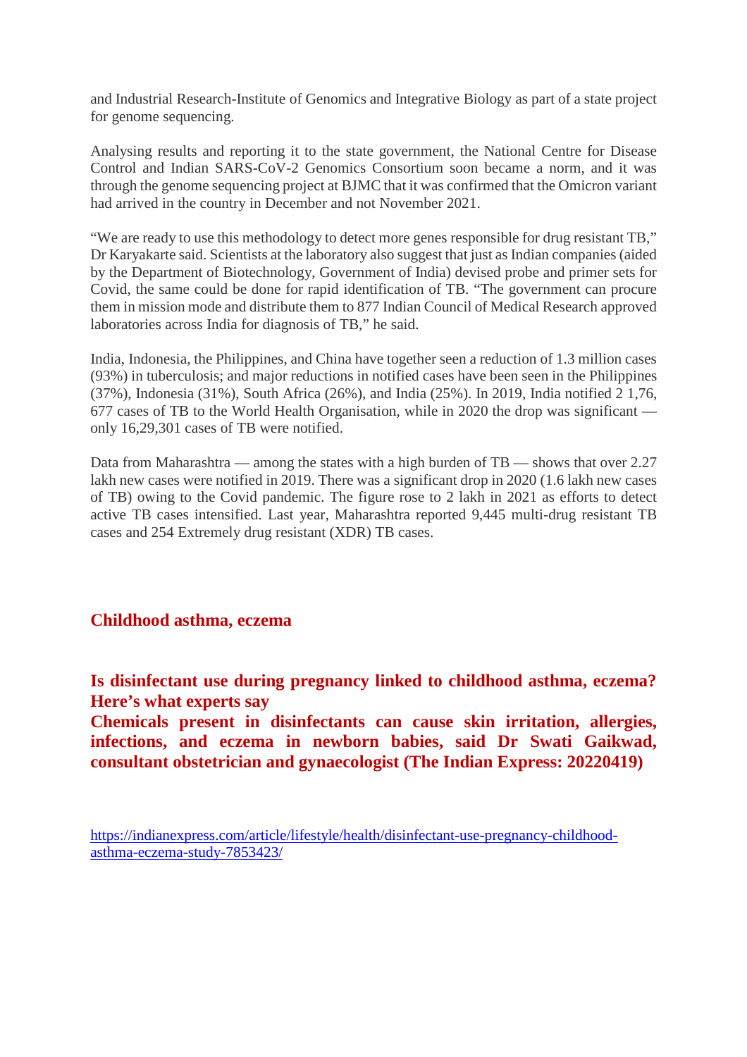and Industrial Research-Institute of Genomics and Integrative Biology as part of a state project for genome sequencing.

Analysing results and reporting it to the state government, the National Centre for Disease Control and Indian SARS-CoV-2 Genomics Consortium soon became a norm, and it was through the genome sequencing project at BJMC that it was confirmed that the Omicron variant had arrived in the country in December and not November 2021.

"We are ready to use this methodology to detect more genes responsible for drug resistant TB," Dr Karyakarte said. Scientists at the laboratory also suggest that just as Indian companies (aided by the Department of Biotechnology, Government of India) devised probe and primer sets for Covid, the same could be done for rapid identification of TB. "The government can procure them in mission mode and distribute them to 877 Indian Council of Medical Research approved laboratories across India for diagnosis of TB," he said.

India, Indonesia, the Philippines, and China have together seen a reduction of 1.3 million cases (93%) in tuberculosis; and major reductions in notified cases have been seen in the Philippines (37%), Indonesia (31%), South Africa (26%), and India (25%). In 2019, India notified 2 1,76, 677 cases of TB to the World Health Organisation, while in 2020 the drop was significant — only 16,29,301 cases of TB were notified.

Data from Maharashtra — among the states with a high burden of TB — shows that over 2.27 lakh new cases were notified in 2019. There was a significant drop in 2020 (1.6 lakh new cases of TB) owing to the Covid pandemic. The figure rose to 2 lakh in 2021 as efforts to detect active TB cases intensified. Last year, Maharashtra reported 9,445 multi-drug resistant TB cases and 254 Extremely drug resistant (XDR) TB cases.

## Childhood asthma, eczema

**Is disinfectant use during pregnancy linked to childhood asthma, eczema? Here's what experts say**
**Chemicals present in disinfectants can cause skin irritation, allergies, infections, and eczema in newborn babies, said Dr Swati Gaikwad, consultant obstetrician and gynaecologist (The Indian Express: 20220419)**

https://indianexpress.com/article/lifestyle/health/disinfectant-use-pregnancy-childhood-asthma-eczema-study-7853423/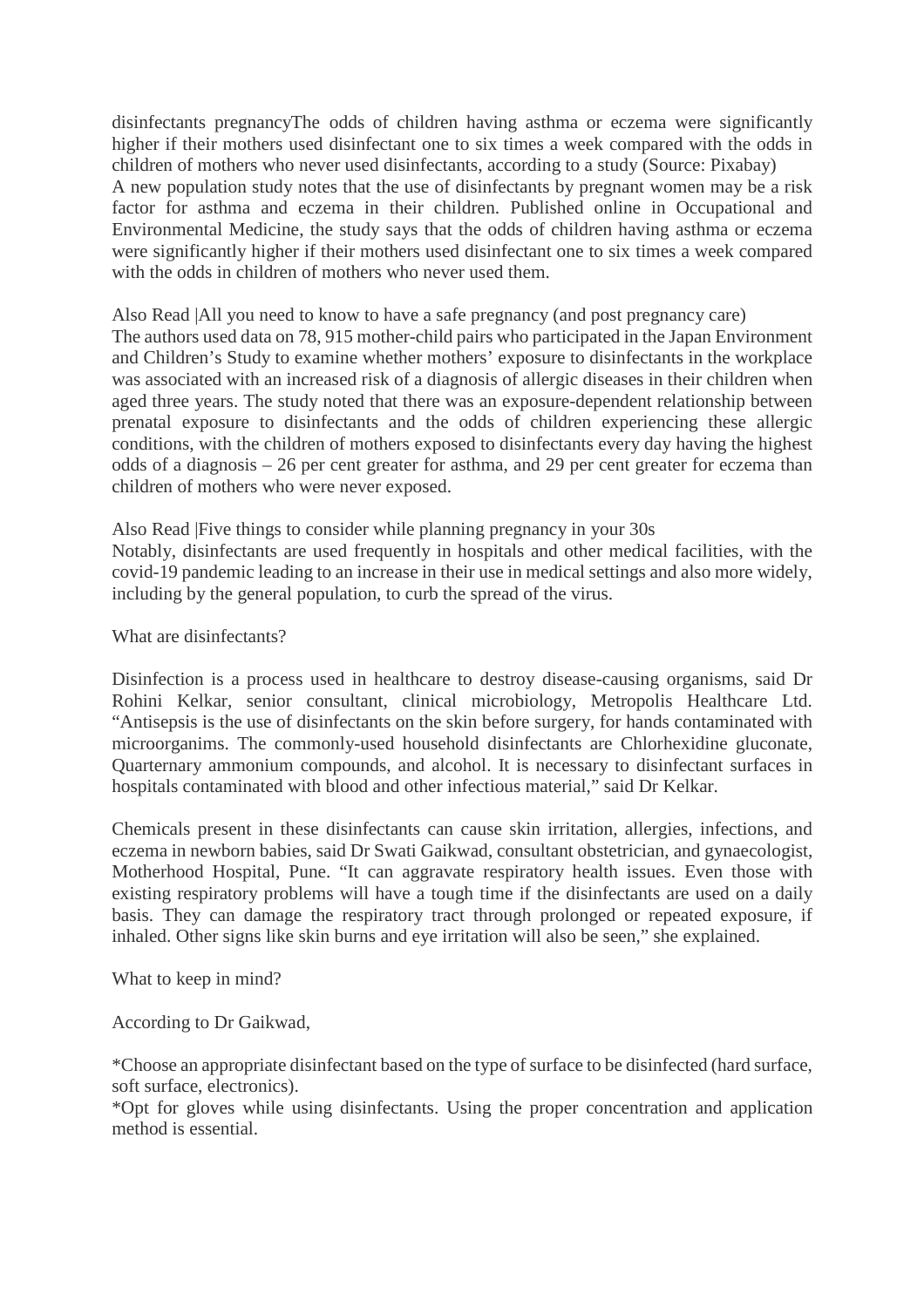disinfectants pregnancyThe odds of children having asthma or eczema were significantly higher if their mothers used disinfectant one to six times a week compared with the odds in children of mothers who never used disinfectants, according to a study (Source: Pixabay)
A new population study notes that the use of disinfectants by pregnant women may be a risk factor for asthma and eczema in their children. Published online in Occupational and Environmental Medicine, the study says that the odds of children having asthma or eczema were significantly higher if their mothers used disinfectant one to six times a week compared with the odds in children of mothers who never used them.

Also Read |All you need to know to have a safe pregnancy (and post pregnancy care)
The authors used data on 78, 915 mother-child pairs who participated in the Japan Environment and Children's Study to examine whether mothers' exposure to disinfectants in the workplace was associated with an increased risk of a diagnosis of allergic diseases in their children when aged three years. The study noted that there was an exposure-dependent relationship between prenatal exposure to disinfectants and the odds of children experiencing these allergic conditions, with the children of mothers exposed to disinfectants every day having the highest odds of a diagnosis – 26 per cent greater for asthma, and 29 per cent greater for eczema than children of mothers who were never exposed.

Also Read |Five things to consider while planning pregnancy in your 30s
Notably, disinfectants are used frequently in hospitals and other medical facilities, with the covid-19 pandemic leading to an increase in their use in medical settings and also more widely, including by the general population, to curb the spread of the virus.

What are disinfectants?

Disinfection is a process used in healthcare to destroy disease-causing organisms, said Dr Rohini Kelkar, senior consultant, clinical microbiology, Metropolis Healthcare Ltd. "Antisepsis is the use of disinfectants on the skin before surgery, for hands contaminated with microorganims. The commonly-used household disinfectants are Chlorhexidine gluconate, Quarternary ammonium compounds, and alcohol. It is necessary to disinfectant surfaces in hospitals contaminated with blood and other infectious material," said Dr Kelkar.

Chemicals present in these disinfectants can cause skin irritation, allergies, infections, and eczema in newborn babies, said Dr Swati Gaikwad, consultant obstetrician, and gynaecologist, Motherhood Hospital, Pune. "It can aggravate respiratory health issues. Even those with existing respiratory problems will have a tough time if the disinfectants are used on a daily basis. They can damage the respiratory tract through prolonged or repeated exposure, if inhaled. Other signs like skin burns and eye irritation will also be seen," she explained.

What to keep in mind?

According to Dr Gaikwad,

*Choose an appropriate disinfectant based on the type of surface to be disinfected (hard surface, soft surface, electronics).
*Opt for gloves while using disinfectants. Using the proper concentration and application method is essential.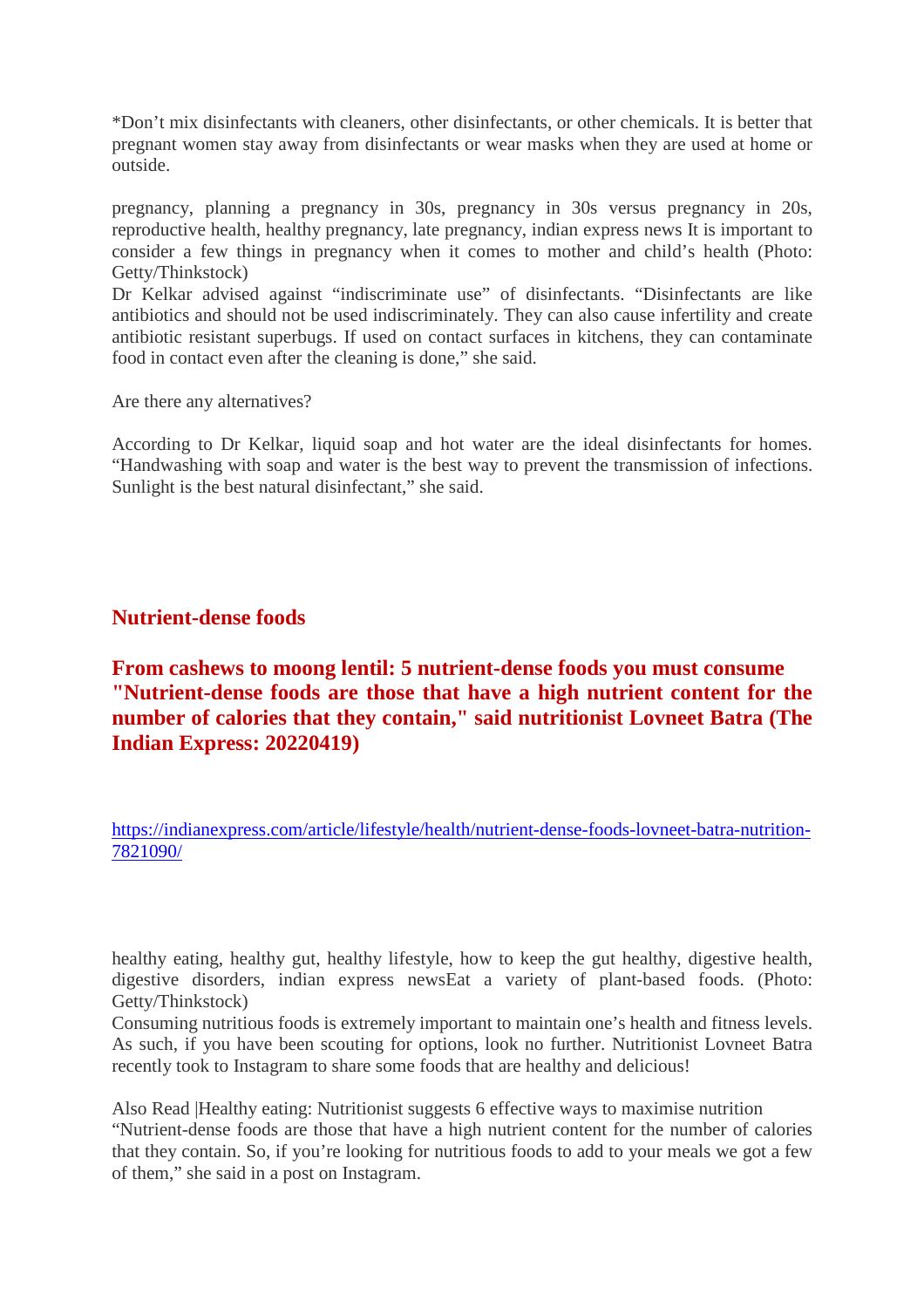*Don't mix disinfectants with cleaners, other disinfectants, or other chemicals. It is better that pregnant women stay away from disinfectants or wear masks when they are used at home or outside.

pregnancy, planning a pregnancy in 30s, pregnancy in 30s versus pregnancy in 20s, reproductive health, healthy pregnancy, late pregnancy, indian express news It is important to consider a few things in pregnancy when it comes to mother and child's health (Photo: Getty/Thinkstock)
Dr Kelkar advised against "indiscriminate use" of disinfectants. "Disinfectants are like antibiotics and should not be used indiscriminately. They can also cause infertility and create antibiotic resistant superbugs. If used on contact surfaces in kitchens, they can contaminate food in contact even after the cleaning is done," she said.

Are there any alternatives?

According to Dr Kelkar, liquid soap and hot water are the ideal disinfectants for homes. "Handwashing with soap and water is the best way to prevent the transmission of infections. Sunlight is the best natural disinfectant," she said.

## Nutrient-dense foods

### From cashews to moong lentil: 5 nutrient-dense foods you must consume "Nutrient-dense foods are those that have a high nutrient content for the number of calories that they contain," said nutritionist Lovneet Batra (The Indian Express: 20220419)

https://indianexpress.com/article/lifestyle/health/nutrient-dense-foods-lovneet-batra-nutrition-7821090/

healthy eating, healthy gut, healthy lifestyle, how to keep the gut healthy, digestive health, digestive disorders, indian express newsEat a variety of plant-based foods. (Photo: Getty/Thinkstock)
Consuming nutritious foods is extremely important to maintain one's health and fitness levels. As such, if you have been scouting for options, look no further. Nutritionist Lovneet Batra recently took to Instagram to share some foods that are healthy and delicious!

Also Read |Healthy eating: Nutritionist suggests 6 effective ways to maximise nutrition
"Nutrient-dense foods are those that have a high nutrient content for the number of calories that they contain. So, if you're looking for nutritious foods to add to your meals we got a few of them," she said in a post on Instagram.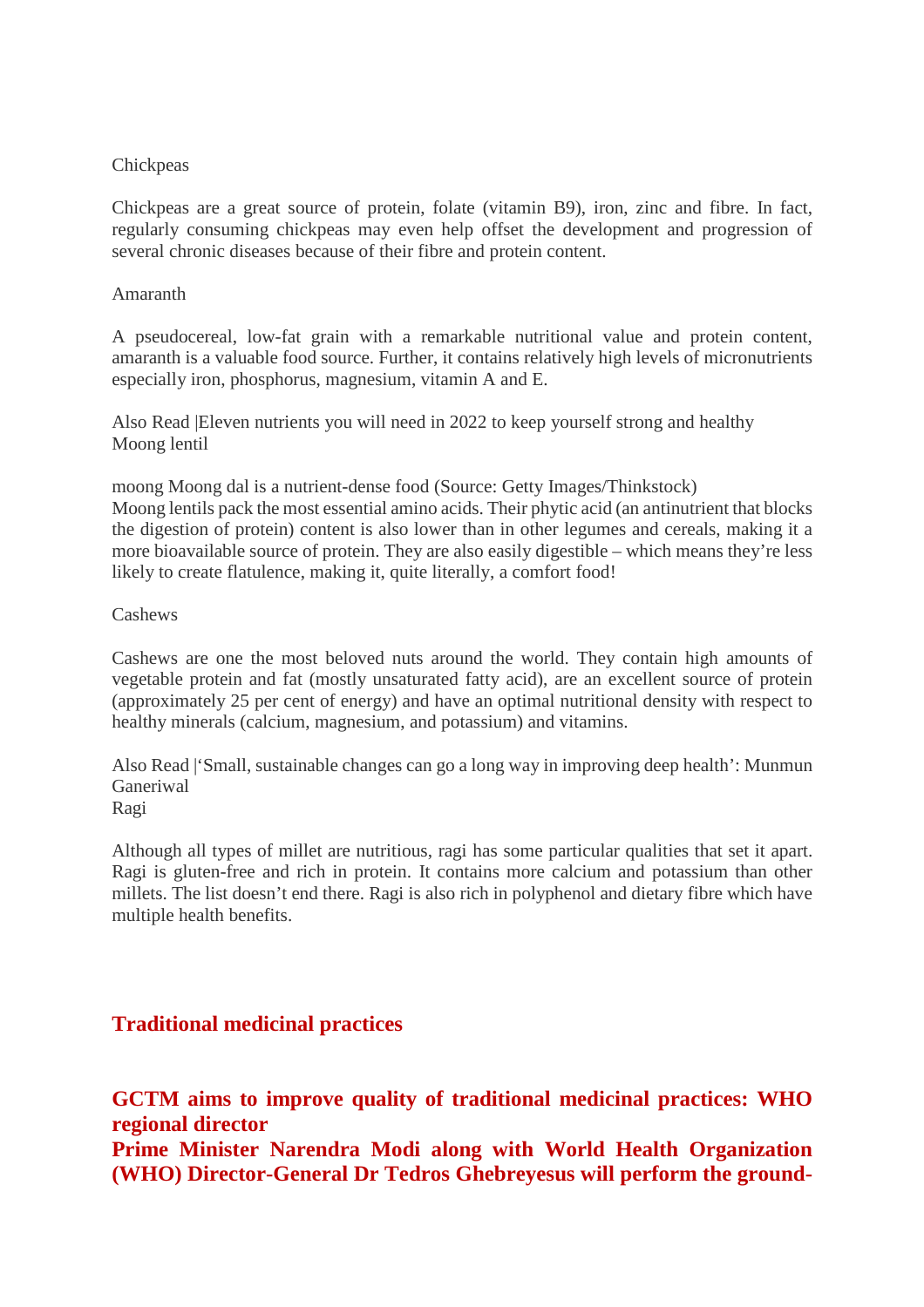Chickpeas

Chickpeas are a great source of protein, folate (vitamin B9), iron, zinc and fibre. In fact, regularly consuming chickpeas may even help offset the development and progression of several chronic diseases because of their fibre and protein content.

Amaranth

A pseudocereal, low-fat grain with a remarkable nutritional value and protein content, amaranth is a valuable food source. Further, it contains relatively high levels of micronutrients especially iron, phosphorus, magnesium, vitamin A and E.

Also Read |Eleven nutrients you will need in 2022 to keep yourself strong and healthy
Moong lentil

moong Moong dal is a nutrient-dense food (Source: Getty Images/Thinkstock)
Moong lentils pack the most essential amino acids. Their phytic acid (an antinutrient that blocks the digestion of protein) content is also lower than in other legumes and cereals, making it a more bioavailable source of protein. They are also easily digestible – which means they're less likely to create flatulence, making it, quite literally, a comfort food!

Cashews

Cashews are one the most beloved nuts around the world. They contain high amounts of vegetable protein and fat (mostly unsaturated fatty acid), are an excellent source of protein (approximately 25 per cent of energy) and have an optimal nutritional density with respect to healthy minerals (calcium, magnesium, and potassium) and vitamins.

Also Read |'Small, sustainable changes can go a long way in improving deep health': Munmun Ganeriwal
Ragi

Although all types of millet are nutritious, ragi has some particular qualities that set it apart. Ragi is gluten-free and rich in protein. It contains more calcium and potassium than other millets. The list doesn't end there. Ragi is also rich in polyphenol and dietary fibre which have multiple health benefits.

## Traditional medicinal practices

### GCTM aims to improve quality of traditional medicinal practices: WHO regional director

**Prime Minister Narendra Modi along with World Health Organization (WHO) Director-General Dr Tedros Ghebreyesus will perform the ground-**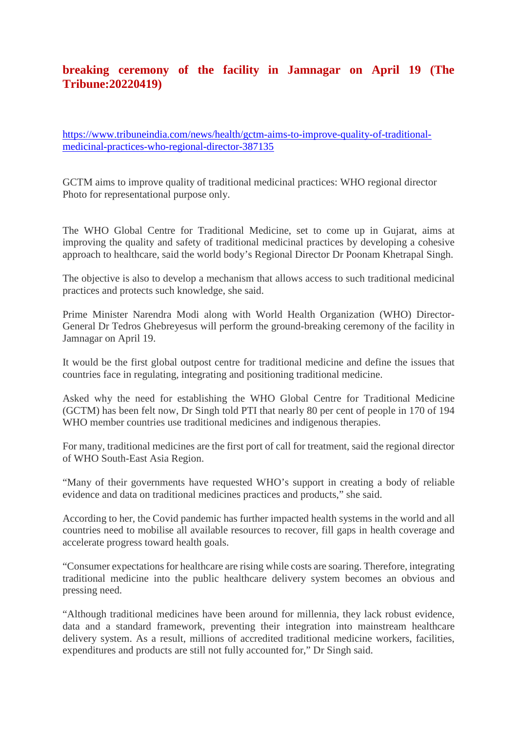**breaking ceremony of the facility in Jamnagar on April 19 (The Tribune:20220419)**

https://www.tribuneindia.com/news/health/gctm-aims-to-improve-quality-of-traditional-medicinal-practices-who-regional-director-387135

GCTM aims to improve quality of traditional medicinal practices: WHO regional director
Photo for representational purpose only.

The WHO Global Centre for Traditional Medicine, set to come up in Gujarat, aims at improving the quality and safety of traditional medicinal practices by developing a cohesive approach to healthcare, said the world body's Regional Director Dr Poonam Khetrapal Singh.

The objective is also to develop a mechanism that allows access to such traditional medicinal practices and protects such knowledge, she said.

Prime Minister Narendra Modi along with World Health Organization (WHO) Director-General Dr Tedros Ghebreyesus will perform the ground-breaking ceremony of the facility in Jamnagar on April 19.

It would be the first global outpost centre for traditional medicine and define the issues that countries face in regulating, integrating and positioning traditional medicine.

Asked why the need for establishing the WHO Global Centre for Traditional Medicine (GCTM) has been felt now, Dr Singh told PTI that nearly 80 per cent of people in 170 of 194 WHO member countries use traditional medicines and indigenous therapies.

For many, traditional medicines are the first port of call for treatment, said the regional director of WHO South-East Asia Region.

"Many of their governments have requested WHO's support in creating a body of reliable evidence and data on traditional medicines practices and products," she said.

According to her, the Covid pandemic has further impacted health systems in the world and all countries need to mobilise all available resources to recover, fill gaps in health coverage and accelerate progress toward health goals.

"Consumer expectations for healthcare are rising while costs are soaring. Therefore, integrating traditional medicine into the public healthcare delivery system becomes an obvious and pressing need.

"Although traditional medicines have been around for millennia, they lack robust evidence, data and a standard framework, preventing their integration into mainstream healthcare delivery system. As a result, millions of accredited traditional medicine workers, facilities, expenditures and products are still not fully accounted for," Dr Singh said.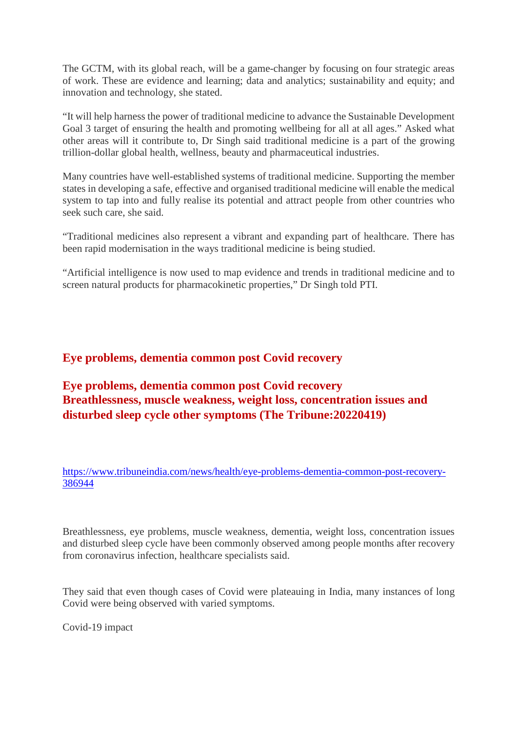The GCTM, with its global reach, will be a game-changer by focusing on four strategic areas of work. These are evidence and learning; data and analytics; sustainability and equity; and innovation and technology, she stated.

"It will help harness the power of traditional medicine to advance the Sustainable Development Goal 3 target of ensuring the health and promoting wellbeing for all at all ages." Asked what other areas will it contribute to, Dr Singh said traditional medicine is a part of the growing trillion-dollar global health, wellness, beauty and pharmaceutical industries.

Many countries have well-established systems of traditional medicine. Supporting the member states in developing a safe, effective and organised traditional medicine will enable the medical system to tap into and fully realise its potential and attract people from other countries who seek such care, she said.

"Traditional medicines also represent a vibrant and expanding part of healthcare. There has been rapid modernisation in the ways traditional medicine is being studied.

"Artificial intelligence is now used to map evidence and trends in traditional medicine and to screen natural products for pharmacokinetic properties," Dr Singh told PTI.

## Eye problems, dementia common post Covid recovery

## Eye problems, dementia common post Covid recovery
## Breathlessness, muscle weakness, weight loss, concentration issues and disturbed sleep cycle other symptoms (The Tribune:20220419)

https://www.tribuneindia.com/news/health/eye-problems-dementia-common-post-recovery-386944

Breathlessness, eye problems, muscle weakness, dementia, weight loss, concentration issues and disturbed sleep cycle have been commonly observed among people months after recovery from coronavirus infection, healthcare specialists said.

They said that even though cases of Covid were plateauing in India, many instances of long Covid were being observed with varied symptoms.

Covid-19 impact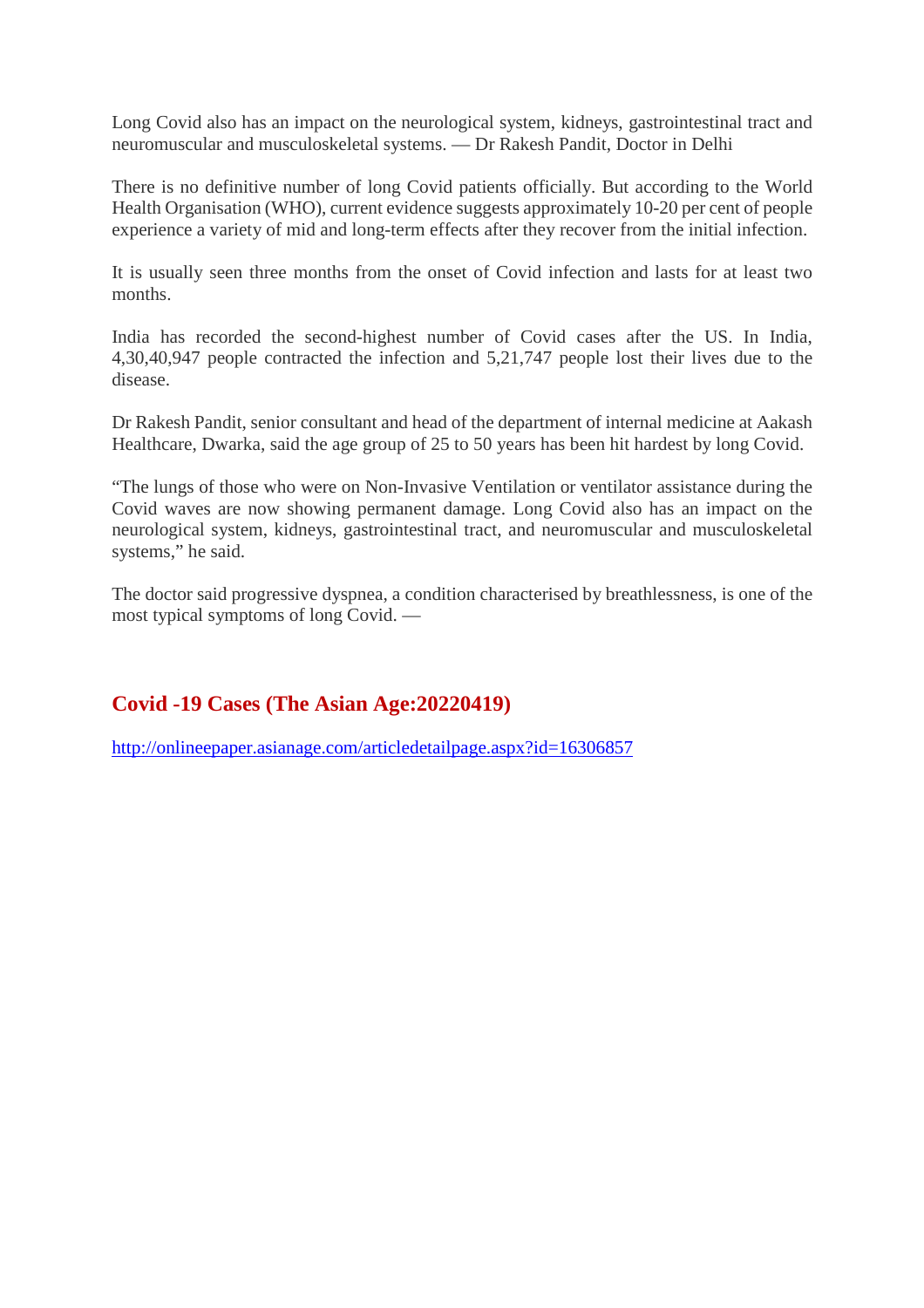Long Covid also has an impact on the neurological system, kidneys, gastrointestinal tract and neuromuscular and musculoskeletal systems. — Dr Rakesh Pandit, Doctor in Delhi

There is no definitive number of long Covid patients officially. But according to the World Health Organisation (WHO), current evidence suggests approximately 10-20 per cent of people experience a variety of mid and long-term effects after they recover from the initial infection.

It is usually seen three months from the onset of Covid infection and lasts for at least two months.

India has recorded the second-highest number of Covid cases after the US. In India, 4,30,40,947 people contracted the infection and 5,21,747 people lost their lives due to the disease.

Dr Rakesh Pandit, senior consultant and head of the department of internal medicine at Aakash Healthcare, Dwarka, said the age group of 25 to 50 years has been hit hardest by long Covid.

"The lungs of those who were on Non-Invasive Ventilation or ventilator assistance during the Covid waves are now showing permanent damage. Long Covid also has an impact on the neurological system, kidneys, gastrointestinal tract, and neuromuscular and musculoskeletal systems," he said.

The doctor said progressive dyspnea, a condition characterised by breathlessness, is one of the most typical symptoms of long Covid. —

## Covid -19 Cases (The Asian Age:20220419)

http://onlineepaper.asianage.com/articledetailpage.aspx?id=16306857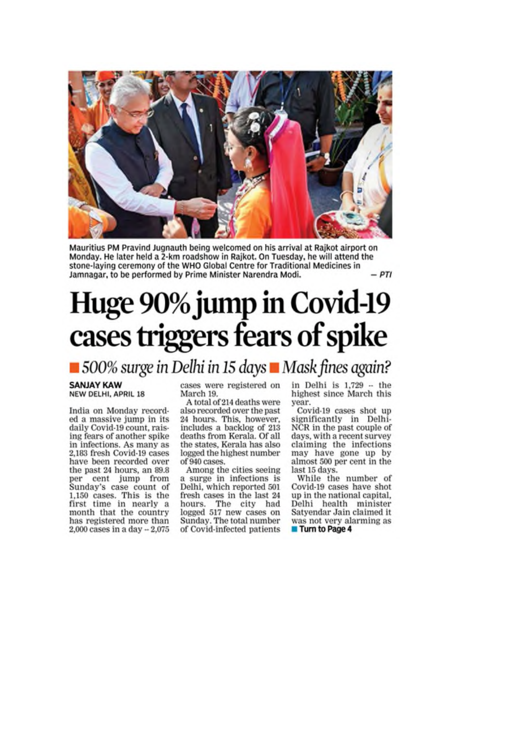Mauritius PM Pravind Jugnauth being welcomed on his arrival at Rajkot airport on Monday. He later held a 2-km roadshow in Rajkot. On Tuesday, he will attend the stone-laying ceremony of the WHO Global Centre for Traditional Medicines in Jamnagar, to be performed by Prime Minister Narendra Modi. — *PTI*

# Huge 90% jump in Covid-19 cases triggers fears of spike

## *500% surge in Delhi in 15 days ■ Mask fines again?*

**SANJAY KAW**
NEW DELHI, APRIL 18

India on Monday recorded a massive jump in its daily Covid-19 count, raising fears of another spike in infections. As many as 2,183 fresh Covid-19 cases have been recorded over the past 24 hours, an 89.8 per cent jump from Sunday's case count of 1,150 cases. This is the first time in nearly a month that the country has registered more than 2,000 cases in a day -- 2,075 cases were registered on March 19.

A total of 214 deaths were also recorded over the past 24 hours. This, however, includes a backlog of 213 deaths from Kerala. Of all the states, Kerala has also logged the highest number of 940 cases.

Among the cities seeing a surge in infections is Delhi, which reported 501 fresh cases in the last 24 hours. The city had logged 517 new cases on Sunday. The total number of Covid-infected patients in Delhi is 1,729 -- the highest since March this year.

Covid-19 cases shot up significantly in Delhi-NCR in the past couple of days, with a recent survey claiming the infections may have gone up by almost 500 per cent in the last 15 days.

While the number of Covid-19 cases have shot up in the national capital, Delhi health minister Satyendar Jain claimed it was not very alarming as

■ **Turn to Page 4**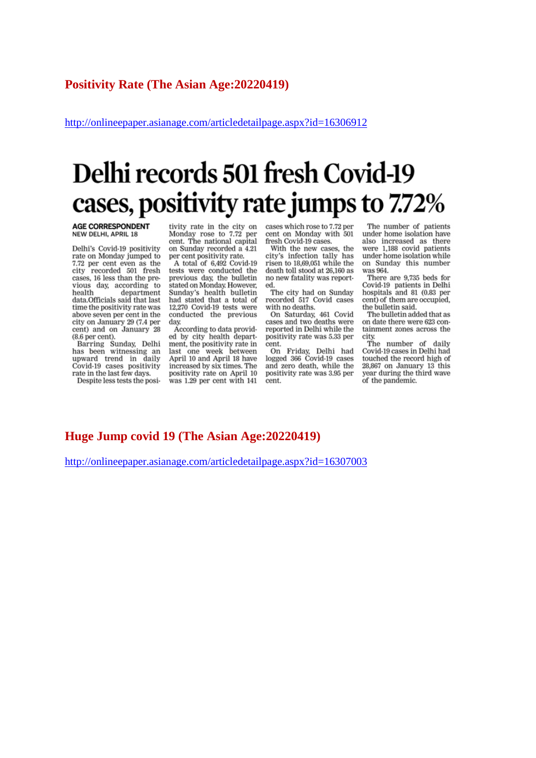## Positivity Rate (The Asian Age:20220419)

http://onlineepaper.asianage.com/articledetailpage.aspx?id=16306912

# Delhi records 501 fresh Covid-19 cases, positivity rate jumps to 7.72%

**AGE CORRESPONDENT**
NEW DELHI, APRIL 18

Delhi's Covid-19 positivity rate on Monday jumped to 7.72 per cent even as the city recorded 501 fresh cases, 16 less than the previous day, according to health department data.Officials said that last time the positivity rate was above seven per cent in the city on January 29 (7.4 per cent) and on January 28 (8.6 per cent).

Barring Sunday, Delhi has been witnessing an upward trend in daily Covid-19 cases positivity rate in the last few days.

Despite less tests the positivity rate in the city on Monday rose to 7.72 per cent. The national capital on Sunday recorded a 4.21 per cent positivity rate.

A total of 6,492 Covid-19 tests were conducted the previous day, the bulletin stated on Monday. However, Sunday's health bulletin had stated that a total of 12,270 Covid-19 tests were conducted the previous day.

According to data provided by city health department, the positivity rate in last one week between April 10 and April 18 have increased by six times. The positivity rate on April 10 was 1.29 per cent with 141 cases which rose to 7.72 per cent on Monday with 501 fresh Covid-19 cases.

With the new cases, the city's infection tally has risen to 18,69,051 while the death toll stood at 26,160 as no new fatality was reported.

The city had on Sunday recorded 517 Covid cases with no deaths.

On Saturday, 461 Covid cases and two deaths were reported in Delhi while the positivity rate was 5.33 per cent.

On Friday, Delhi had logged 366 Covid-19 cases and zero death, while the positivity rate was 3.95 per cent.

The number of patients under home isolation have also increased as there were 1,188 covid patients under home isolation while on Sunday this number was 964.

There are 9,735 beds for Covid-19 patients in Delhi hospitals and 81 (0.83 per cent) of them are occupied, the bulletin said.

The bulletin added that as on date there were 623 containment zones across the city.

The number of daily Covid-19 cases in Delhi had touched the record high of 28,867 on January 13 this year during the third wave of the pandemic.

## Huge Jump covid 19 (The Asian Age:20220419)

http://onlineepaper.asianage.com/articledetailpage.aspx?id=16307003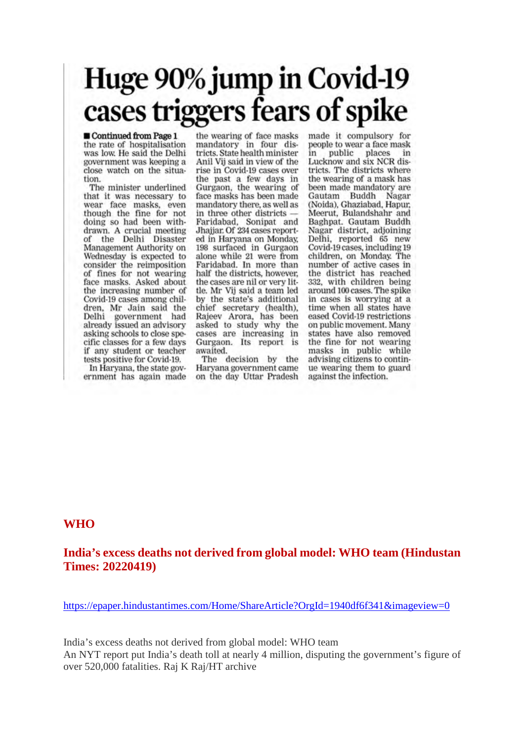# Huge 90% jump in Covid-19 cases triggers fears of spike

■ **Continued from Page 1**

the rate of hospitalisation was low. He said the Delhi government was keeping a close watch on the situation.

The minister underlined that it was necessary to wear face masks, even though the fine for not doing so had been withdrawn. A crucial meeting of the Delhi Disaster Management Authority on Wednesday is expected to consider the reimposition of fines for not wearing face masks. Asked about the increasing number of Covid-19 cases among children, Mr Jain said the Delhi government had already issued an advisory asking schools to close specific classes for a few days if any student or teacher tests positive for Covid-19.

In Haryana, the state government has again made the wearing of face masks mandatory in four districts. State health minister Anil Vij said in view of the rise in Covid-19 cases over the past a few days in Gurgaon, the wearing of face masks has been made mandatory there, as well as in three other districts — Faridabad, Sonipat and Jhajjar. Of 234 cases reported in Haryana on Monday, 198 surfaced in Gurgaon alone while 21 were from Faridabad. In more than half the districts, however, the cases are nil or very little. Mr Vij said a team led by the state's additional chief secretary (health), Rajeev Arora, has been asked to study why the cases are increasing in Gurgaon. Its report is awaited.

The decision by the Haryana government came on the day Uttar Pradesh made it compulsory for people to wear a face mask in public places in Lucknow and six NCR districts. The districts where the wearing of a mask has been made mandatory are Gautam Buddh Nagar (Noida), Ghaziabad, Hapur, Meerut, Bulandshahr and Baghpat. Gautam Buddh Nagar district, adjoining Delhi, reported 65 new Covid-19 cases, including 19 children, on Monday. The number of active cases in the district has reached 332, with children being around 100 cases. The spike in cases is worrying at a time when all states have eased Covid-19 restrictions on public movement. Many states have also removed the fine for not wearing masks in public while advising citizens to continue wearing them to guard against the infection.

## WHO

### India's excess deaths not derived from global model: WHO team (Hindustan Times: 20220419)

https://epaper.hindustantimes.com/Home/ShareArticle?OrgId=1940df6f341&imageview=0

India's excess deaths not derived from global model: WHO team
An NYT report put India's death toll at nearly 4 million, disputing the government's figure of over 520,000 fatalities. Raj K Raj/HT archive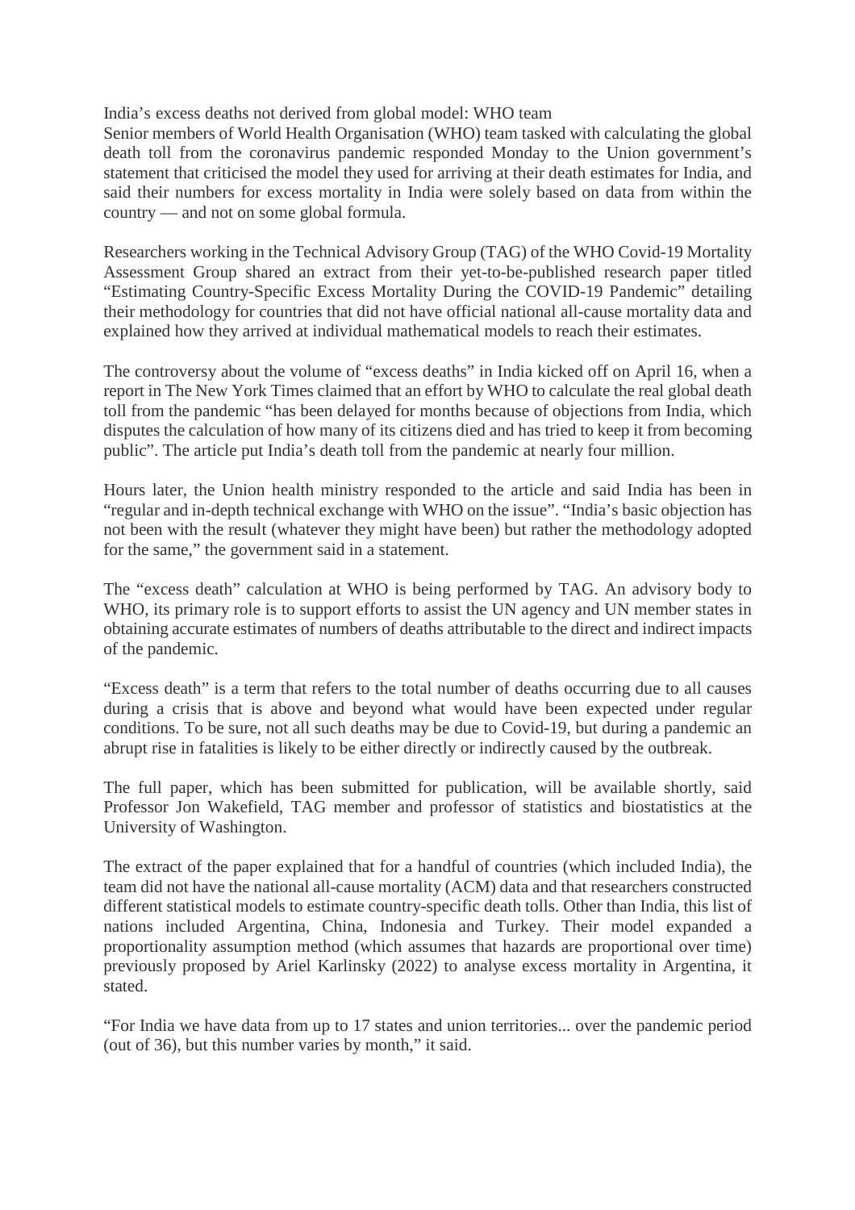India's excess deaths not derived from global model: WHO team

Senior members of World Health Organisation (WHO) team tasked with calculating the global death toll from the coronavirus pandemic responded Monday to the Union government's statement that criticised the model they used for arriving at their death estimates for India, and said their numbers for excess mortality in India were solely based on data from within the country — and not on some global formula.

Researchers working in the Technical Advisory Group (TAG) of the WHO Covid-19 Mortality Assessment Group shared an extract from their yet-to-be-published research paper titled "Estimating Country-Specific Excess Mortality During the COVID-19 Pandemic" detailing their methodology for countries that did not have official national all-cause mortality data and explained how they arrived at individual mathematical models to reach their estimates.

The controversy about the volume of "excess deaths" in India kicked off on April 16, when a report in The New York Times claimed that an effort by WHO to calculate the real global death toll from the pandemic "has been delayed for months because of objections from India, which disputes the calculation of how many of its citizens died and has tried to keep it from becoming public". The article put India's death toll from the pandemic at nearly four million.

Hours later, the Union health ministry responded to the article and said India has been in "regular and in-depth technical exchange with WHO on the issue". "India's basic objection has not been with the result (whatever they might have been) but rather the methodology adopted for the same," the government said in a statement.

The "excess death" calculation at WHO is being performed by TAG. An advisory body to WHO, its primary role is to support efforts to assist the UN agency and UN member states in obtaining accurate estimates of numbers of deaths attributable to the direct and indirect impacts of the pandemic.

"Excess death" is a term that refers to the total number of deaths occurring due to all causes during a crisis that is above and beyond what would have been expected under regular conditions. To be sure, not all such deaths may be due to Covid-19, but during a pandemic an abrupt rise in fatalities is likely to be either directly or indirectly caused by the outbreak.

The full paper, which has been submitted for publication, will be available shortly, said Professor Jon Wakefield, TAG member and professor of statistics and biostatistics at the University of Washington.

The extract of the paper explained that for a handful of countries (which included India), the team did not have the national all-cause mortality (ACM) data and that researchers constructed different statistical models to estimate country-specific death tolls. Other than India, this list of nations included Argentina, China, Indonesia and Turkey. Their model expanded a proportionality assumption method (which assumes that hazards are proportional over time) previously proposed by Ariel Karlinsky (2022) to analyse excess mortality in Argentina, it stated.

"For India we have data from up to 17 states and union territories... over the pandemic period (out of 36), but this number varies by month," it said.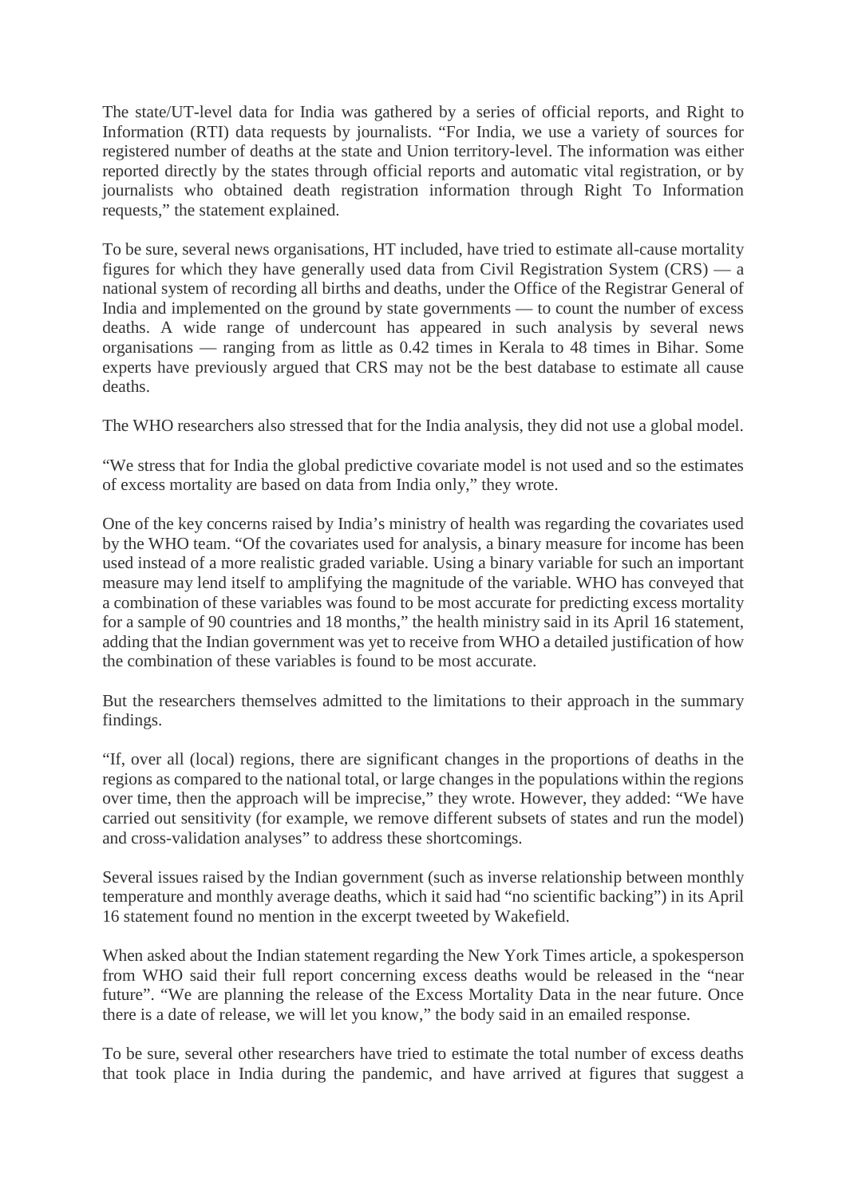The state/UT-level data for India was gathered by a series of official reports, and Right to Information (RTI) data requests by journalists. "For India, we use a variety of sources for registered number of deaths at the state and Union territory-level. The information was either reported directly by the states through official reports and automatic vital registration, or by journalists who obtained death registration information through Right To Information requests," the statement explained.

To be sure, several news organisations, HT included, have tried to estimate all-cause mortality figures for which they have generally used data from Civil Registration System (CRS) — a national system of recording all births and deaths, under the Office of the Registrar General of India and implemented on the ground by state governments — to count the number of excess deaths. A wide range of undercount has appeared in such analysis by several news organisations — ranging from as little as 0.42 times in Kerala to 48 times in Bihar. Some experts have previously argued that CRS may not be the best database to estimate all cause deaths.

The WHO researchers also stressed that for the India analysis, they did not use a global model.

"We stress that for India the global predictive covariate model is not used and so the estimates of excess mortality are based on data from India only," they wrote.

One of the key concerns raised by India's ministry of health was regarding the covariates used by the WHO team. "Of the covariates used for analysis, a binary measure for income has been used instead of a more realistic graded variable. Using a binary variable for such an important measure may lend itself to amplifying the magnitude of the variable. WHO has conveyed that a combination of these variables was found to be most accurate for predicting excess mortality for a sample of 90 countries and 18 months," the health ministry said in its April 16 statement, adding that the Indian government was yet to receive from WHO a detailed justification of how the combination of these variables is found to be most accurate.

But the researchers themselves admitted to the limitations to their approach in the summary findings.

"If, over all (local) regions, there are significant changes in the proportions of deaths in the regions as compared to the national total, or large changes in the populations within the regions over time, then the approach will be imprecise," they wrote. However, they added: "We have carried out sensitivity (for example, we remove different subsets of states and run the model) and cross-validation analyses" to address these shortcomings.

Several issues raised by the Indian government (such as inverse relationship between monthly temperature and monthly average deaths, which it said had "no scientific backing") in its April 16 statement found no mention in the excerpt tweeted by Wakefield.

When asked about the Indian statement regarding the New York Times article, a spokesperson from WHO said their full report concerning excess deaths would be released in the "near future". "We are planning the release of the Excess Mortality Data in the near future. Once there is a date of release, we will let you know," the body said in an emailed response.

To be sure, several other researchers have tried to estimate the total number of excess deaths that took place in India during the pandemic, and have arrived at figures that suggest a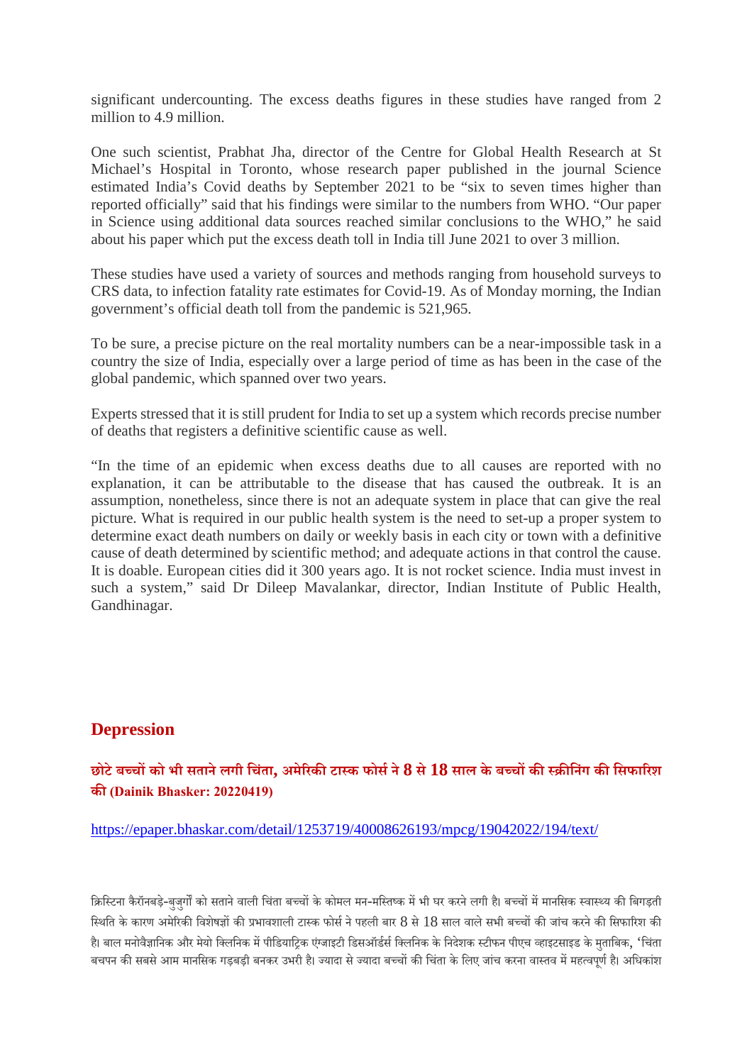significant undercounting. The excess deaths figures in these studies have ranged from 2 million to 4.9 million.

One such scientist, Prabhat Jha, director of the Centre for Global Health Research at St Michael's Hospital in Toronto, whose research paper published in the journal Science estimated India's Covid deaths by September 2021 to be "six to seven times higher than reported officially" said that his findings were similar to the numbers from WHO. "Our paper in Science using additional data sources reached similar conclusions to the WHO," he said about his paper which put the excess death toll in India till June 2021 to over 3 million.

These studies have used a variety of sources and methods ranging from household surveys to CRS data, to infection fatality rate estimates for Covid-19. As of Monday morning, the Indian government's official death toll from the pandemic is 521,965.

To be sure, a precise picture on the real mortality numbers can be a near-impossible task in a country the size of India, especially over a large period of time as has been in the case of the global pandemic, which spanned over two years.

Experts stressed that it is still prudent for India to set up a system which records precise number of deaths that registers a definitive scientific cause as well.

"In the time of an epidemic when excess deaths due to all causes are reported with no explanation, it can be attributable to the disease that has caused the outbreak. It is an assumption, nonetheless, since there is not an adequate system in place that can give the real picture. What is required in our public health system is the need to set-up a proper system to determine exact death numbers on daily or weekly basis in each city or town with a definitive cause of death determined by scientific method; and adequate actions in that control the cause. It is doable. European cities did it 300 years ago. It is not rocket science. India must invest in such a system," said Dr Dileep Mavalankar, director, Indian Institute of Public Health, Gandhinagar.

## Depression

### छोटे बच्चों को भी सताने लगी चिंता, अमेरिकी टास्क फोर्स ने 8 से 18 साल के बच्चों की स्क्रीनिंग की सिफारिश की (Dainik Bhasker: 20220419)

https://epaper.bhaskar.com/detail/1253719/40008626193/mpcg/19042022/194/text/

क्रिस्टिना कैरॉनबड़े-बुजुर्गों को सताने वाली चिंता बच्चों के कोमल मन-मस्तिष्क में भी घर करने लगी है। बच्चों में मानसिक स्वास्थ्य की बिगड़ती स्थिति के कारण अमेरिकी विशेषज्ञों की प्रभावशाली टास्क फोर्स ने पहली बार 8 से 18 साल वाले सभी बच्चों की जांच करने की सिफारिश की है। बाल मनोवैज्ञानिक और मेयो क्लिनिक में पीडियाट्रिक एंग्जाइटी डिसऑर्डर्स क्लिनिक के निदेशक स्टीफन पीएच व्हाइटसाइड के मुताबिक, 'चिंता बचपन की सबसे आम मानसिक गड़बड़ी बनकर उभरी है। ज्यादा से ज्यादा बच्चों की चिंता के लिए जांच करना वास्तव में महत्वपूर्ण है। अधिकांश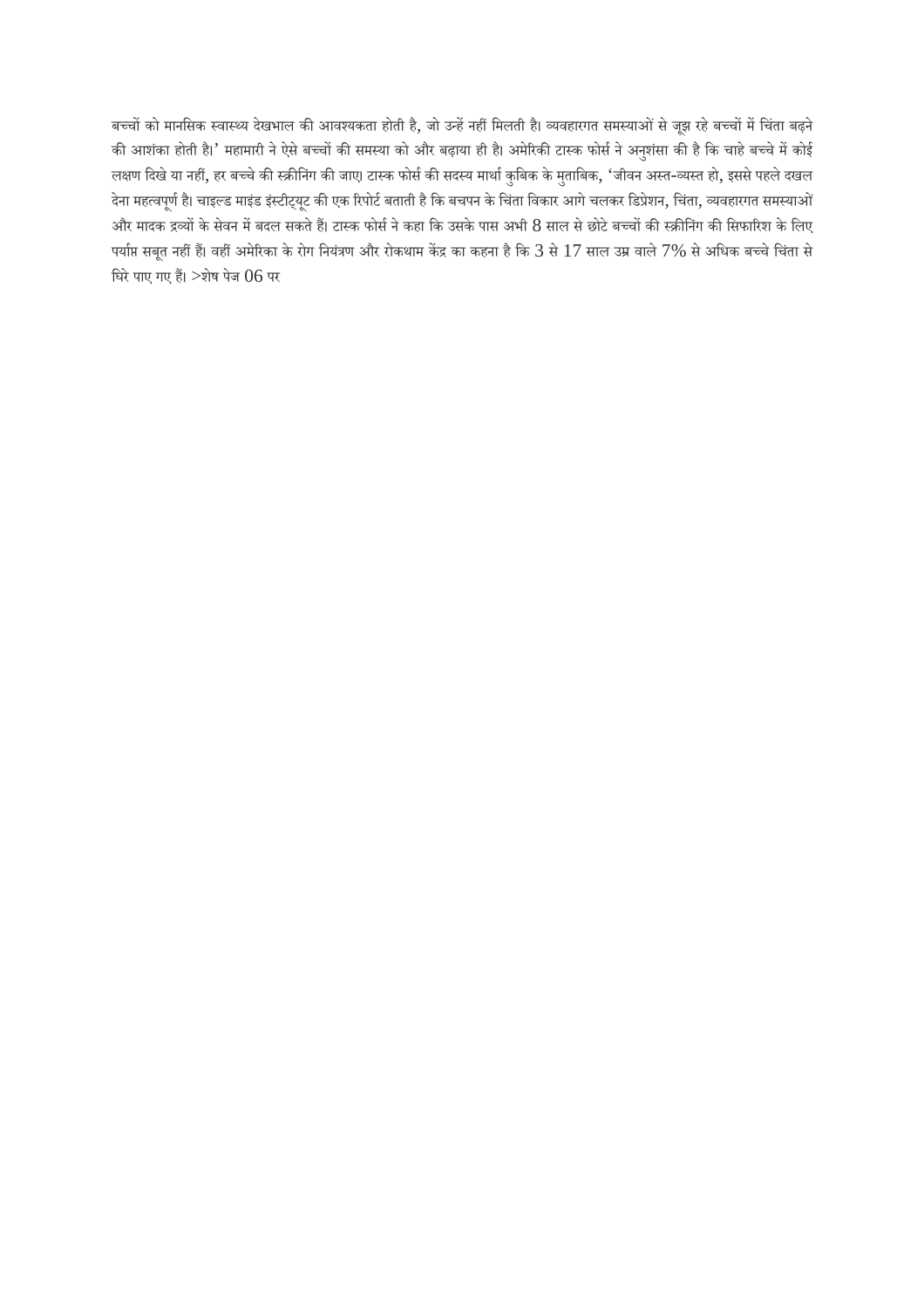बच्चों को मानसिक स्वास्थ्य देखभाल की आवश्यकता होती है, जो उन्हें नहीं मिलती है। व्यवहारगत समस्याओं से जूझ रहे बच्चों में चिंता बढ़ने की आशंका होती है।' महामारी ने ऐसे बच्चों की समस्या को और बढ़ाया ही है। अमेरिकी टास्क फोर्स ने अनुशंसा की है कि चाहे बच्चे में कोई लक्षण दिखे या नहीं, हर बच्चे की स्क्रीनिंग की जाए। टास्क फोर्स की सदस्य मार्था कुबिक के मुताबिक, 'जीवन अस्त-व्यस्त हो, इससे पहले दखल देना महत्वपूर्ण है। चाइल्ड माइंड इंस्टीट्यूट की एक रिपोर्ट बताती है कि बचपन के चिंता विकार आगे चलकर डिप्रेशन, चिंता, व्यवहारगत समस्याओं और मादक द्रव्यों के सेवन में बदल सकते हैं। टास्क फोर्स ने कहा कि उसके पास अभी 8 साल से छोटे बच्चों की स्क्रीनिंग की सिफारिश के लिए पर्याप्त सबूत नहीं हैं। वहीं अमेरिका के रोग नियंत्रण और रोकथाम केंद्र का कहना है कि 3 से 17 साल उम्र वाले 7% से अधिक बच्चे चिंता से घिरे पाए गए हैं। >शेष पेज 06 पर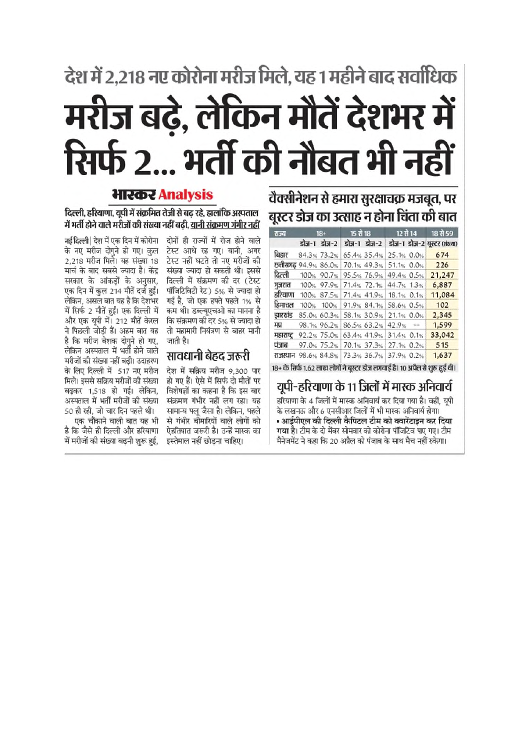# देश में 2,218 नए कोरोना मरीज मिले, यह 1 महीने बाद सर्वाधिक

# मरीज बढ़े, लेकिन मौतें देशभर में सिर्फ 2... भर्ती की नौबत भी नहीं

## भास्कर Analysis

**दिल्ली, हरियाणा, यूपी में संक्रमित तेजी से बढ़ रहे, हालांकि अस्पताल में भर्ती होने वाले मरीजों की संख्या नहीं बढ़ी, यानी संक्रमण गंभीर नहीं**

नई दिल्ली | देश में एक दिन में कोरोना के नए मरीज दोगुने हो गए। कुल 2,218 मरीज मिले। यह संख्या 18 मार्च के बाद सबसे ज्यादा है। केंद्र सरकार के आंकड़ों के अनुसार, एक दिन में कुल 214 मौतें दर्ज हुईं। लेकिन, असल बात यह है कि देशभर में सिर्फ 2 मौतें हुईं। एक दिल्ली में और एक यूपी में। 212 मौतें केरल ने पिछली जोड़ी हैं। अहम बात यह है कि मरीज बेशक दोगुने हो गए, लेकिन अस्पताल में भर्ती होने वाले मरीजों की संख्या नहीं बढ़ी। उदाहरण के लिए दिल्ली में 517 नए मरीज मिले। इससे सक्रिय मरीजों की संख्या बढ़कर 1,518 हो गई। लेकिन, अस्पताल में भर्ती मरीजों की संख्या 50 ही रही, जो चार दिन पहले थी।

एक चौंकाने वाली बात यह भी है कि जैसे ही दिल्ली और हरियाणा में मरीजों की संख्या बढ़नी शुरू हुई, दोनों ही राज्यों में रोज होने वाले टेस्ट आधे रह गए। यानी, अगर टेस्ट नहीं घटते तो नए मरीजों की संख्या ज्यादा हो सकती थी। इससे दिल्ली में संक्रमण की दर (टेस्ट पॉजिटिविटी रेट) 5% से ज्यादा हो गई है, जो एक हफ्ते पहले 1% से कम थी। डब्ल्यूएचओ का मानना है कि संक्रमण की दर 5% से ज्यादा हो तो महामारी नियंत्रण से बाहर मानी जाती है।

### सावधानी बेहद जरूरी

देश में सक्रिय मरीज 9,300 पार हो गए हैं। ऐसे में सिर्फ दो मौतों पर विशेषज्ञों का कहना है कि इस बार संक्रमण गंभीर नहीं लग रहा। यह सामान्य फ्लू जैसा है। लेकिन, पहले से गंभीर बीमारियों वाले लोगों को ऐहतियात जरूरी है। उन्हें मास्क का इस्तेमाल नहीं छोड़ना चाहिए।

## वैक्सीनेशन से हमारा सुरक्षाचक्र मजबूत, पर बूस्टर डोज का उत्साह न होना चिंता की बात

| राज्य | 18+ | | 15 से 18 | | 12 से 14 | | 18 से 59 |
|---|---|---|---|---|---|---|---|
| | डोज-1 | डोज-2 | डोज-1 | डोज-2 | डोज-1 | डोज-2 | बूस्टर (संख्या) |
| बिहार | 84.3% | 73.2% | 65.4% | 35.4% | 25.1% | 0.0% | 674 |
| छत्तीसगढ़ | 94.9% | 86.0% | 70.1% | 49.3% | 51.1% | 0.0% | 226 |
| दिल्ली | 100% | 90.7% | 95.5% | 76.9% | 49.4% | 0.5% | 21,247 |
| गुजरात | 100% | 97.9% | 71.4% | 72.1% | 44.7% | 1.3% | 6,887 |
| हरियाणा | 100% | 87.5% | 71.4% | 41.9% | 18.1% | 0.1% | 11,084 |
| हिमाचल | 100% | 100% | 91.9% | 84.1% | 58.6% | 0.5% | 102 |
| झारखंड | 85.0% | 60.3% | 58.1% | 30.9% | 21.1% | 0.0% | 2,345 |
| मप्र | 98.1% | 96.2% | 86.5% | 63.2% | 42.9% | -- | 1,599 |
| महाराष्ट्र | 92.2% | 75.0% | 63.4% | 41.9% | 31.4% | 0.1% | 33,042 |
| पंजाब | 97.0% | 75.2% | 70.1% | 37.3% | 27.1% | 0.2% | 515 |
| राजस्थान | 98.6% | 84.8% | 73.3% | 36.7% | 37.9% | 0.2% | 1,637 |

18+ के सिर्फ 1.62 लाख लोगों ने बूस्टर डोज लगवाई है। 10 अप्रैल से शुरू हुई थी।

## यूपी-हरियाणा के 11 जिलों में मास्क अनिवार्य

हरियाणा के 4 जिलों में मास्क अनिवार्य कर दिया गया है। वहीं, यूपी के लखनऊ और 6 एनसीआर जिलों में भी मास्क अनिवार्य होगा।

- **आईपीएल की दिल्ली कैपिटल टीम को क्वारेंटाइन कर दिया गया है।** टीम के दो मेंबर सोमवार को कोरोना पॉजिटिव पाए गए। टीम मैनेजमेंट ने कहा कि 20 अप्रैल को पंजाब के साथ मैच नहीं रुकेगा।